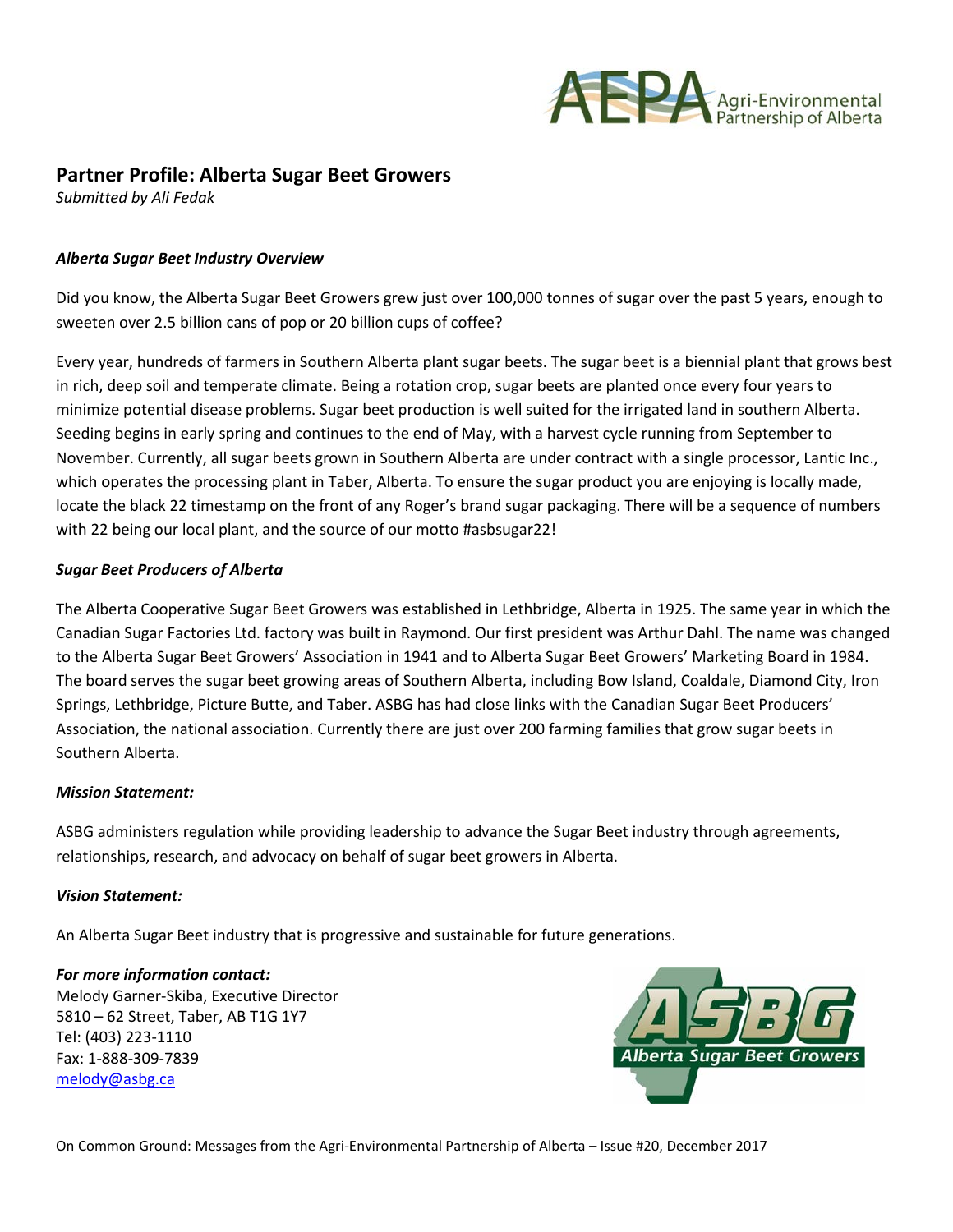## Partner Profile: Alberta Sugar Beet Growers

*Submitted by Ali Fedak*

***Alberta Sugar Beet Industry Overview***

Did you know, the Alberta Sugar Beet Growers grew just over 100,000 tonnes of sugar over the past 5 years, enough to sweeten over 2.5 billion cans of pop or 20 billion cups of coffee?

Every year, hundreds of farmers in Southern Alberta plant sugar beets. The sugar beet is a biennial plant that grows best in rich, deep soil and temperate climate. Being a rotation crop, sugar beets are planted once every four years to minimize potential disease problems. Sugar beet production is well suited for the irrigated land in southern Alberta. Seeding begins in early spring and continues to the end of May, with a harvest cycle running from September to November. Currently, all sugar beets grown in Southern Alberta are under contract with a single processor, Lantic Inc., which operates the processing plant in Taber, Alberta. To ensure the sugar product you are enjoying is locally made, locate the black 22 timestamp on the front of any Roger's brand sugar packaging. There will be a sequence of numbers with 22 being our local plant, and the source of our motto #asbsugar22!

***Sugar Beet Producers of Alberta***

The Alberta Cooperative Sugar Beet Growers was established in Lethbridge, Alberta in 1925. The same year in which the Canadian Sugar Factories Ltd. factory was built in Raymond. Our first president was Arthur Dahl. The name was changed to the Alberta Sugar Beet Growers' Association in 1941 and to Alberta Sugar Beet Growers' Marketing Board in 1984. The board serves the sugar beet growing areas of Southern Alberta, including Bow Island, Coaldale, Diamond City, Iron Springs, Lethbridge, Picture Butte, and Taber. ASBG has had close links with the Canadian Sugar Beet Producers' Association, the national association. Currently there are just over 200 farming families that grow sugar beets in Southern Alberta.

***Mission Statement:***

ASBG administers regulation while providing leadership to advance the Sugar Beet industry through agreements, relationships, research, and advocacy on behalf of sugar beet growers in Alberta.

***Vision Statement:***

An Alberta Sugar Beet industry that is progressive and sustainable for future generations.

***For more information contact:***
Melody Garner-Skiba, Executive Director
5810 – 62 Street, Taber, AB T1G 1Y7
Tel: (403) 223-1110
Fax: 1-888-309-7839
melody@asbg.ca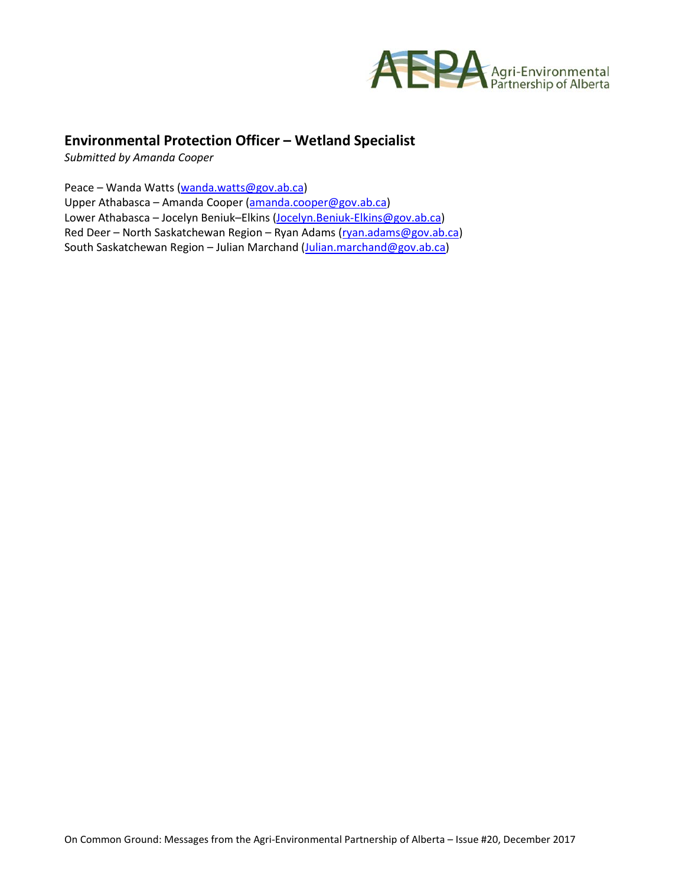## Environmental Protection Officer – Wetland Specialist

*Submitted by Amanda Cooper*

Peace – Wanda Watts (wanda.watts@gov.ab.ca)
Upper Athabasca – Amanda Cooper (amanda.cooper@gov.ab.ca)
Lower Athabasca – Jocelyn Beniuk–Elkins (Jocelyn.Beniuk-Elkins@gov.ab.ca)
Red Deer – North Saskatchewan Region – Ryan Adams (ryan.adams@gov.ab.ca)
South Saskatchewan Region – Julian Marchand (Julian.marchand@gov.ab.ca)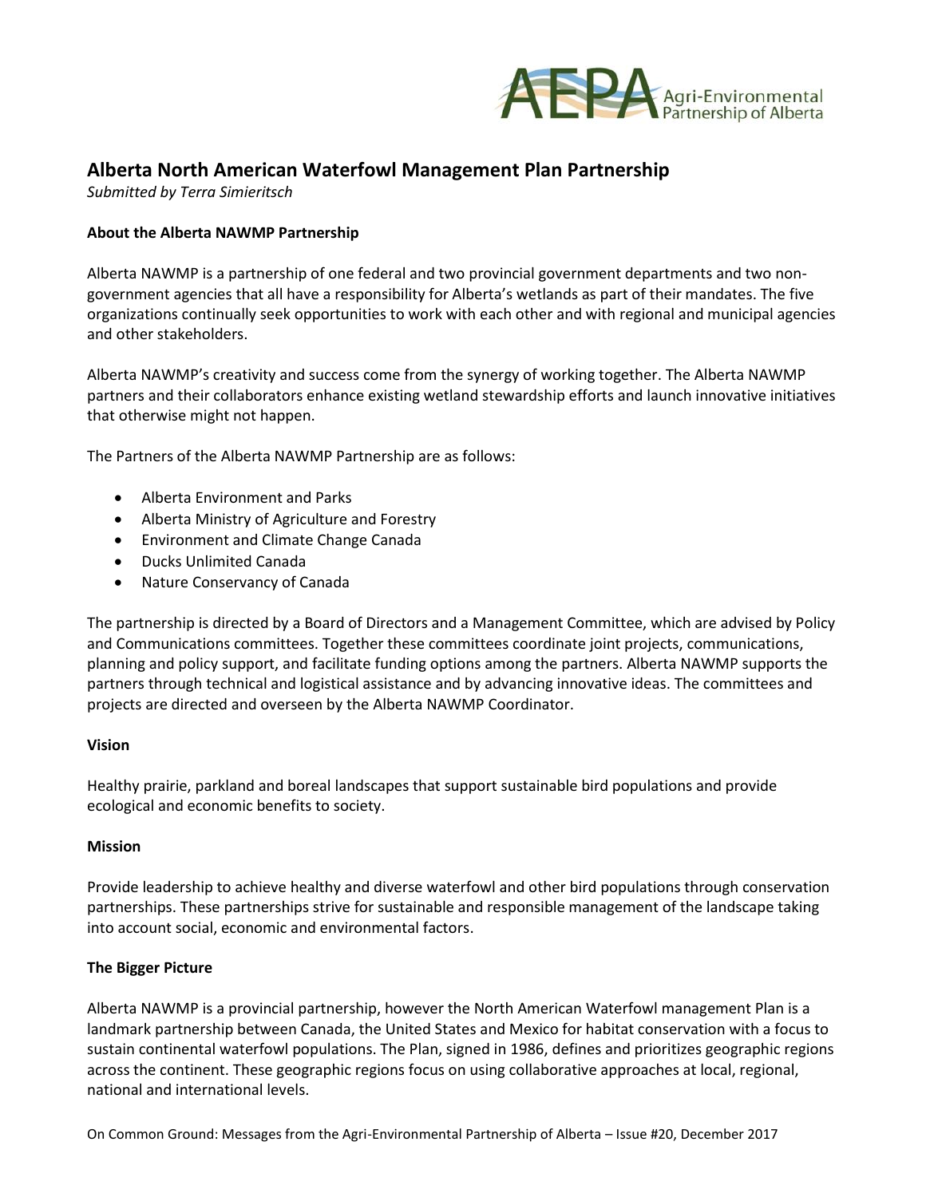## Alberta North American Waterfowl Management Plan Partnership

*Submitted by Terra Simieritsch*

### About the Alberta NAWMP Partnership

Alberta NAWMP is a partnership of one federal and two provincial government departments and two non-government agencies that all have a responsibility for Alberta's wetlands as part of their mandates. The five organizations continually seek opportunities to work with each other and with regional and municipal agencies and other stakeholders.

Alberta NAWMP's creativity and success come from the synergy of working together. The Alberta NAWMP partners and their collaborators enhance existing wetland stewardship efforts and launch innovative initiatives that otherwise might not happen.

The Partners of the Alberta NAWMP Partnership are as follows:

- Alberta Environment and Parks
- Alberta Ministry of Agriculture and Forestry
- Environment and Climate Change Canada
- Ducks Unlimited Canada
- Nature Conservancy of Canada

The partnership is directed by a Board of Directors and a Management Committee, which are advised by Policy and Communications committees. Together these committees coordinate joint projects, communications, planning and policy support, and facilitate funding options among the partners. Alberta NAWMP supports the partners through technical and logistical assistance and by advancing innovative ideas. The committees and projects are directed and overseen by the Alberta NAWMP Coordinator.

### Vision

Healthy prairie, parkland and boreal landscapes that support sustainable bird populations and provide ecological and economic benefits to society.

### Mission

Provide leadership to achieve healthy and diverse waterfowl and other bird populations through conservation partnerships. These partnerships strive for sustainable and responsible management of the landscape taking into account social, economic and environmental factors.

### The Bigger Picture

Alberta NAWMP is a provincial partnership, however the North American Waterfowl management Plan is a landmark partnership between Canada, the United States and Mexico for habitat conservation with a focus to sustain continental waterfowl populations. The Plan, signed in 1986, defines and prioritizes geographic regions across the continent. These geographic regions focus on using collaborative approaches at local, regional, national and international levels.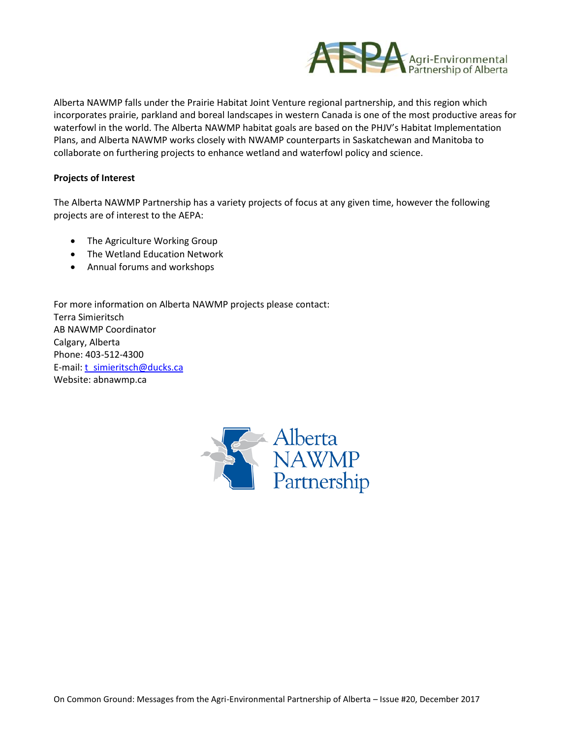Alberta NAWMP falls under the Prairie Habitat Joint Venture regional partnership, and this region which incorporates prairie, parkland and boreal landscapes in western Canada is one of the most productive areas for waterfowl in the world. The Alberta NAWMP habitat goals are based on the PHJV's Habitat Implementation Plans, and Alberta NAWMP works closely with NWAMP counterparts in Saskatchewan and Manitoba to collaborate on furthering projects to enhance wetland and waterfowl policy and science.

**Projects of Interest**

The Alberta NAWMP Partnership has a variety projects of focus at any given time, however the following projects are of interest to the AEPA:

- The Agriculture Working Group
- The Wetland Education Network
- Annual forums and workshops

For more information on Alberta NAWMP projects please contact:
Terra Simieritsch
AB NAWMP Coordinator
Calgary, Alberta
Phone: 403-512-4300
E-mail: t_simieritsch@ducks.ca
Website: abnawmp.ca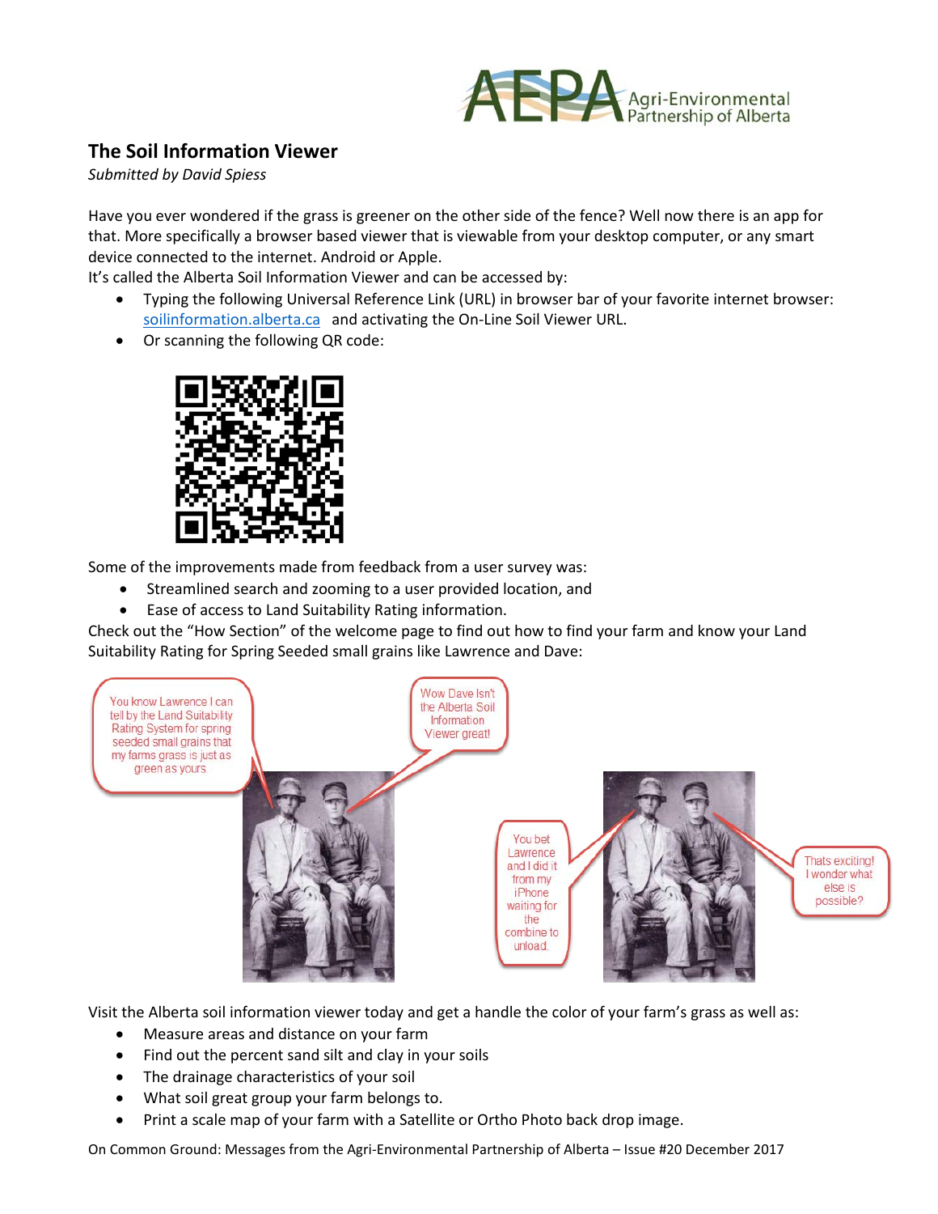## The Soil Information Viewer

*Submitted by David Spiess*

Have you ever wondered if the grass is greener on the other side of the fence? Well now there is an app for that. More specifically a browser based viewer that is viewable from your desktop computer, or any smart device connected to the internet. Android or Apple.

It's called the Alberta Soil Information Viewer and can be accessed by:

- Typing the following Universal Reference Link (URL) in browser bar of your favorite internet browser: [soilinformation.alberta.ca](soilinformation.alberta.ca) and activating the On-Line Soil Viewer URL.
- Or scanning the following QR code:

Some of the improvements made from feedback from a user survey was:

- Streamlined search and zooming to a user provided location, and
- Ease of access to Land Suitability Rating information.

Check out the "How Section" of the welcome page to find out how to find your farm and know your Land Suitability Rating for Spring Seeded small grains like Lawrence and Dave:

You know Lawrence I can tell by the Land Suitability Rating System for spring seeded small grains that my farms grass is just as green as yours.

Wow Dave Isn't the Alberta Soil Information Viewer great!

You bet Lawrence and I did it from my iPhone waiting for the combine to unload.

Thats exciting! I wonder what else is possible?

Visit the Alberta soil information viewer today and get a handle the color of your farm's grass as well as:

- Measure areas and distance on your farm
- Find out the percent sand silt and clay in your soils
- The drainage characteristics of your soil
- What soil great group your farm belongs to.
- Print a scale map of your farm with a Satellite or Ortho Photo back drop image.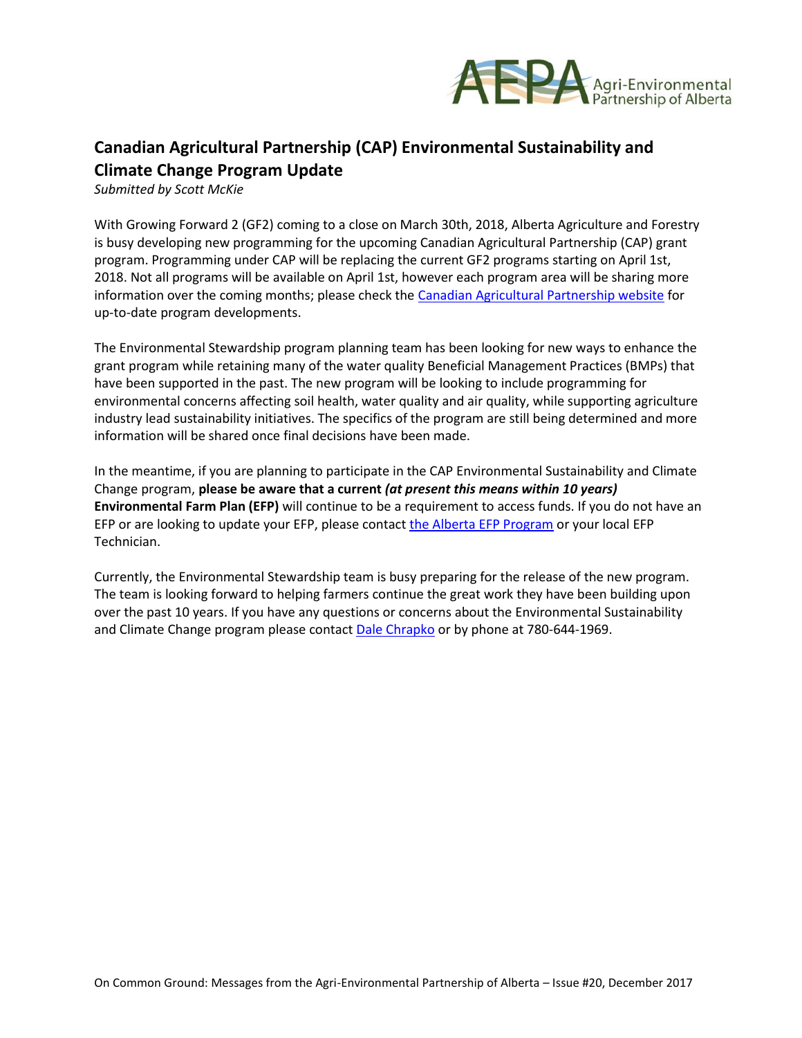# Canadian Agricultural Partnership (CAP) Environmental Sustainability and Climate Change Program Update

*Submitted by Scott McKie*

With Growing Forward 2 (GF2) coming to a close on March 30th, 2018, Alberta Agriculture and Forestry is busy developing new programming for the upcoming Canadian Agricultural Partnership (CAP) grant program. Programming under CAP will be replacing the current GF2 programs starting on April 1st, 2018. Not all programs will be available on April 1st, however each program area will be sharing more information over the coming months; please check the Canadian Agricultural Partnership website for up-to-date program developments.

The Environmental Stewardship program planning team has been looking for new ways to enhance the grant program while retaining many of the water quality Beneficial Management Practices (BMPs) that have been supported in the past. The new program will be looking to include programming for environmental concerns affecting soil health, water quality and air quality, while supporting agriculture industry lead sustainability initiatives. The specifics of the program are still being determined and more information will be shared once final decisions have been made.

In the meantime, if you are planning to participate in the CAP Environmental Sustainability and Climate Change program, **please be aware that a current *(at present this means within 10 years)* Environmental Farm Plan (EFP)** will continue to be a requirement to access funds. If you do not have an EFP or are looking to update your EFP, please contact the Alberta EFP Program or your local EFP Technician.

Currently, the Environmental Stewardship team is busy preparing for the release of the new program. The team is looking forward to helping farmers continue the great work they have been building upon over the past 10 years. If you have any questions or concerns about the Environmental Sustainability and Climate Change program please contact Dale Chrapko or by phone at 780-644-1969.